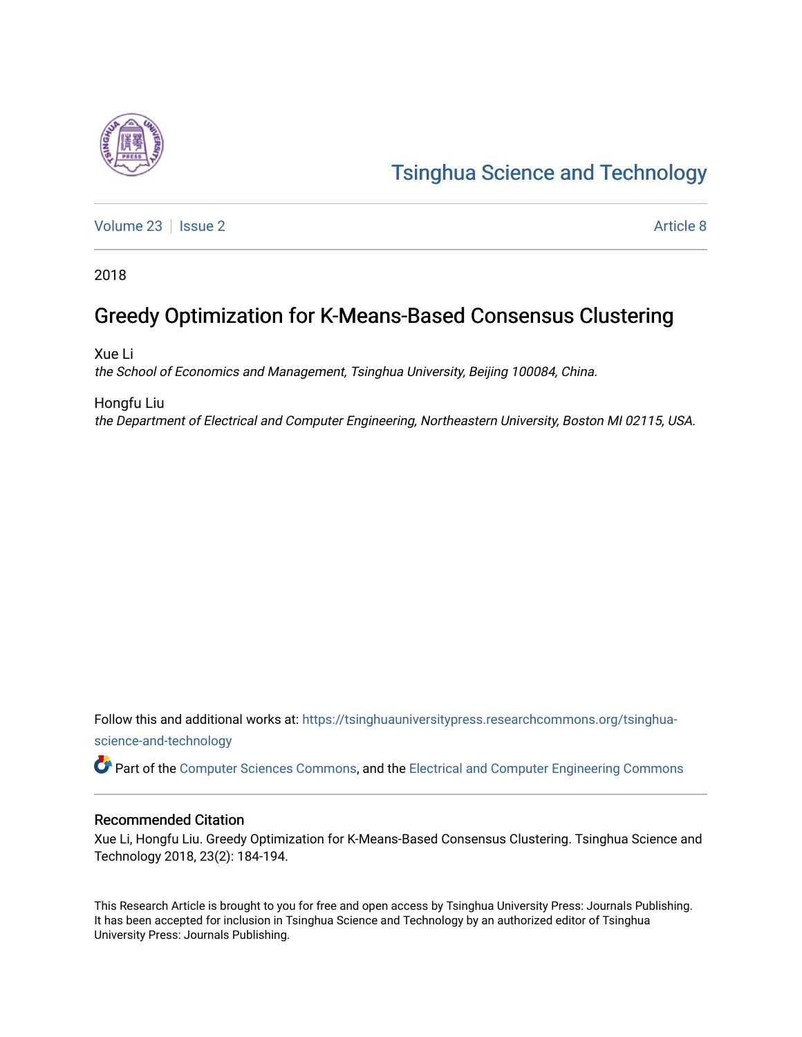# Tsinghua Science and Technology

Volume 23 | Issue 2 Article 8

2018

## Greedy Optimization for K-Means-Based Consensus Clustering

Xue Li
*the School of Economics and Management, Tsinghua University, Beijing 100084, China.*

Hongfu Liu
*the Department of Electrical and Computer Engineering, Northeastern University, Boston MI 02115, USA.*

Follow this and additional works at: https://tsinghuauniversitypress.researchcommons.org/tsinghua-science-and-technology

Part of the Computer Sciences Commons, and the Electrical and Computer Engineering Commons

### Recommended Citation

Xue Li, Hongfu Liu. Greedy Optimization for K-Means-Based Consensus Clustering. Tsinghua Science and Technology 2018, 23(2): 184-194.

This Research Article is brought to you for free and open access by Tsinghua University Press: Journals Publishing. It has been accepted for inclusion in Tsinghua Science and Technology by an authorized editor of Tsinghua University Press: Journals Publishing.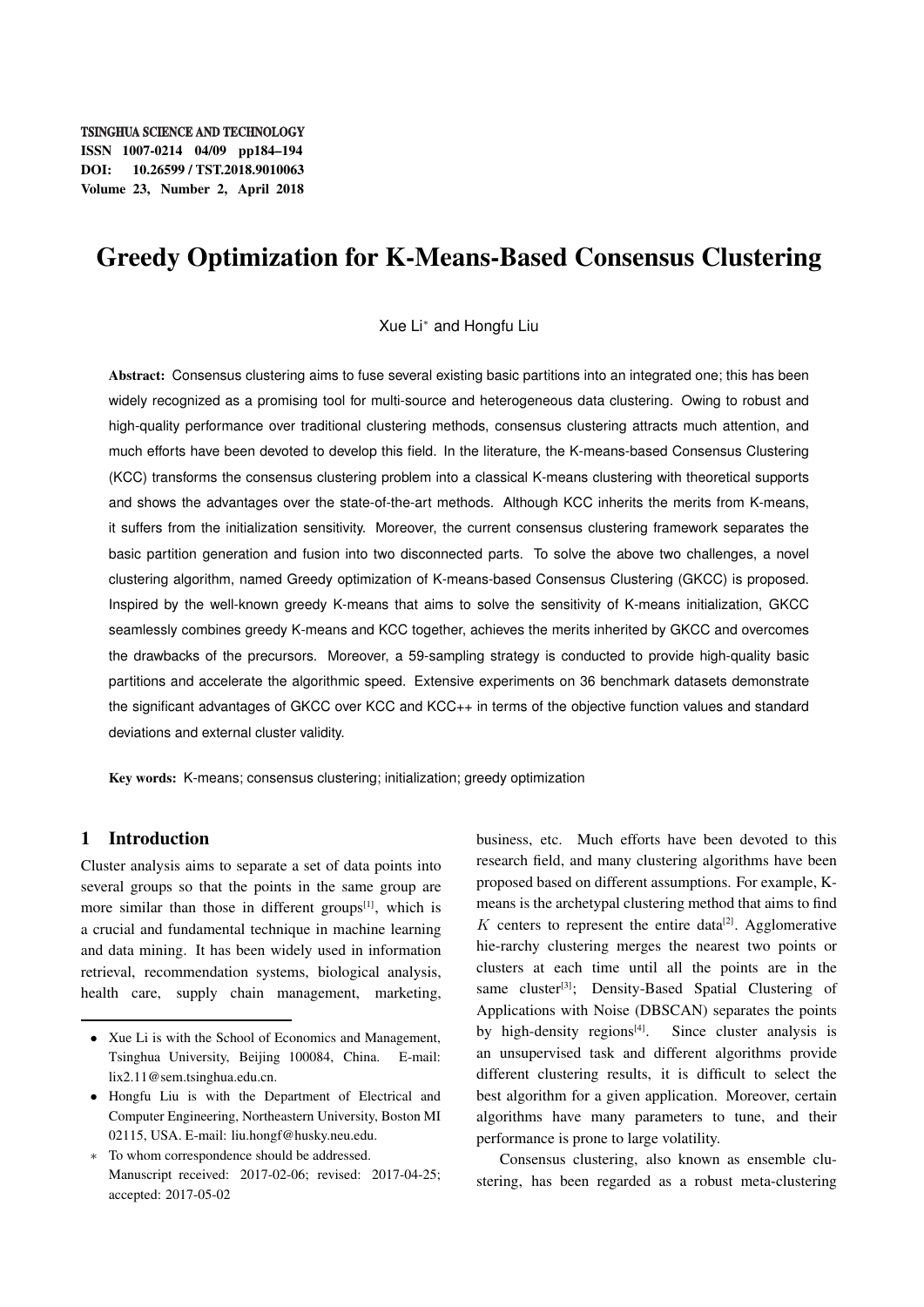# Greedy Optimization for K-Means-Based Consensus Clustering

Xue Li* and Hongfu Liu

**Abstract:** Consensus clustering aims to fuse several existing basic partitions into an integrated one; this has been widely recognized as a promising tool for multi-source and heterogeneous data clustering. Owing to robust and high-quality performance over traditional clustering methods, consensus clustering attracts much attention, and much efforts have been devoted to develop this field. In the literature, the K-means-based Consensus Clustering (KCC) transforms the consensus clustering problem into a classical K-means clustering with theoretical supports and shows the advantages over the state-of-the-art methods. Although KCC inherits the merits from K-means, it suffers from the initialization sensitivity. Moreover, the current consensus clustering framework separates the basic partition generation and fusion into two disconnected parts. To solve the above two challenges, a novel clustering algorithm, named Greedy optimization of K-means-based Consensus Clustering (GKCC) is proposed. Inspired by the well-known greedy K-means that aims to solve the sensitivity of K-means initialization, GKCC seamlessly combines greedy K-means and KCC together, achieves the merits inherited by GKCC and overcomes the drawbacks of the precursors. Moreover, a 59-sampling strategy is conducted to provide high-quality basic partitions and accelerate the algorithmic speed. Extensive experiments on 36 benchmark datasets demonstrate the significant advantages of GKCC over KCC and KCC++ in terms of the objective function values and standard deviations and external cluster validity.

**Key words:** K-means; consensus clustering; initialization; greedy optimization

## 1 Introduction

Cluster analysis aims to separate a set of data points into several groups so that the points in the same group are more similar than those in different groups[1], which is a crucial and fundamental technique in machine learning and data mining. It has been widely used in information retrieval, recommendation systems, biological analysis, health care, supply chain management, marketing, business, etc. Much efforts have been devoted to this research field, and many clustering algorithms have been proposed based on different assumptions. For example, K-means is the archetypal clustering method that aims to find $K$ centers to represent the entire data[2]. Agglomerative hie-rarchy clustering merges the nearest two points or clusters at each time until all the points are in the same cluster[3]; Density-Based Spatial Clustering of Applications with Noise (DBSCAN) separates the points by high-density regions[4]. Since cluster analysis is an unsupervised task and different algorithms provide different clustering results, it is difficult to select the best algorithm for a given application. Moreover, certain algorithms have many parameters to tune, and their performance is prone to large volatility.

Consensus clustering, also known as ensemble clustering, has been regarded as a robust meta-clustering

- Xue Li is with the School of Economics and Management, Tsinghua University, Beijing 100084, China. E-mail: lix2.11@sem.tsinghua.edu.cn.
- Hongfu Liu is with the Department of Electrical and Computer Engineering, Northeastern University, Boston MI 02115, USA. E-mail: liu.hongf@husky.neu.edu.

\* To whom correspondence should be addressed.
Manuscript received: 2017-02-06; revised: 2017-04-25; accepted: 2017-05-02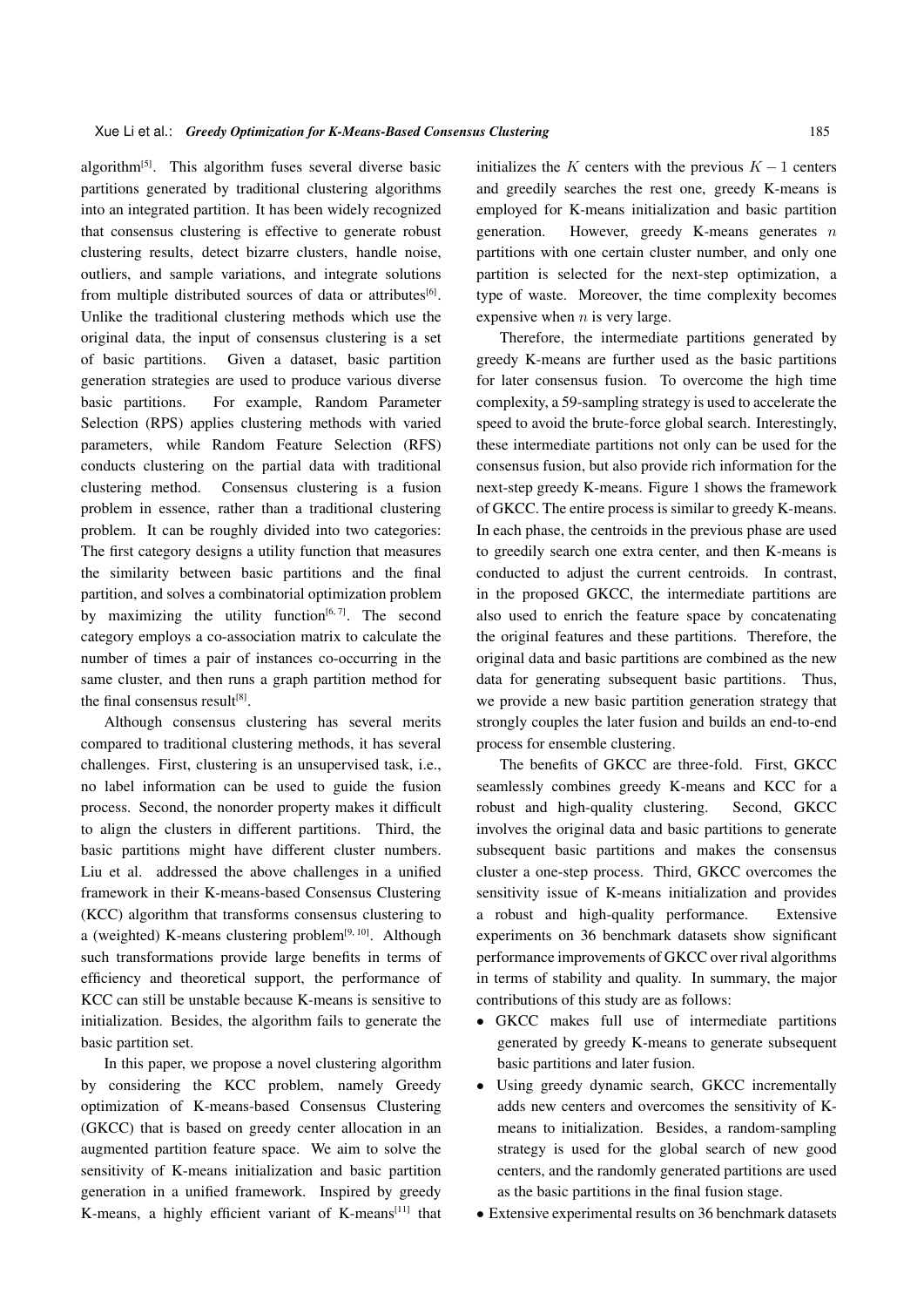algorithm[5]. This algorithm fuses several diverse basic partitions generated by traditional clustering algorithms into an integrated partition. It has been widely recognized that consensus clustering is effective to generate robust clustering results, detect bizarre clusters, handle noise, outliers, and sample variations, and integrate solutions from multiple distributed sources of data or attributes[6]. Unlike the traditional clustering methods which use the original data, the input of consensus clustering is a set of basic partitions. Given a dataset, basic partition generation strategies are used to produce various diverse basic partitions. For example, Random Parameter Selection (RPS) applies clustering methods with varied parameters, while Random Feature Selection (RFS) conducts clustering on the partial data with traditional clustering method. Consensus clustering is a fusion problem in essence, rather than a traditional clustering problem. It can be roughly divided into two categories: The first category designs a utility function that measures the similarity between basic partitions and the final partition, and solves a combinatorial optimization problem by maximizing the utility function[6, 7]. The second category employs a co-association matrix to calculate the number of times a pair of instances co-occurring in the same cluster, and then runs a graph partition method for the final consensus result[8].

Although consensus clustering has several merits compared to traditional clustering methods, it has several challenges. First, clustering is an unsupervised task, i.e., no label information can be used to guide the fusion process. Second, the nonorder property makes it difficult to align the clusters in different partitions. Third, the basic partitions might have different cluster numbers. Liu et al. addressed the above challenges in a unified framework in their K-means-based Consensus Clustering (KCC) algorithm that transforms consensus clustering to a (weighted) K-means clustering problem[9, 10]. Although such transformations provide large benefits in terms of efficiency and theoretical support, the performance of KCC can still be unstable because K-means is sensitive to initialization. Besides, the algorithm fails to generate the basic partition set.

In this paper, we propose a novel clustering algorithm by considering the KCC problem, namely Greedy optimization of K-means-based Consensus Clustering (GKCC) that is based on greedy center allocation in an augmented partition feature space. We aim to solve the sensitivity of K-means initialization and basic partition generation in a unified framework. Inspired by greedy K-means, a highly efficient variant of K-means[11] that initializes the $K$ centers with the previous $K-1$ centers and greedily searches the rest one, greedy K-means is employed for K-means initialization and basic partition generation. However, greedy K-means generates $n$ partitions with one certain cluster number, and only one partition is selected for the next-step optimization, a type of waste. Moreover, the time complexity becomes expensive when $n$ is very large.

Therefore, the intermediate partitions generated by greedy K-means are further used as the basic partitions for later consensus fusion. To overcome the high time complexity, a 59-sampling strategy is used to accelerate the speed to avoid the brute-force global search. Interestingly, these intermediate partitions not only can be used for the consensus fusion, but also provide rich information for the next-step greedy K-means. Figure 1 shows the framework of GKCC. The entire process is similar to greedy K-means. In each phase, the centroids in the previous phase are used to greedily search one extra center, and then K-means is conducted to adjust the current centroids. In contrast, in the proposed GKCC, the intermediate partitions are also used to enrich the feature space by concatenating the original features and these partitions. Therefore, the original data and basic partitions are combined as the new data for generating subsequent basic partitions. Thus, we provide a new basic partition generation strategy that strongly couples the later fusion and builds an end-to-end process for ensemble clustering.

The benefits of GKCC are three-fold. First, GKCC seamlessly combines greedy K-means and KCC for a robust and high-quality clustering. Second, GKCC involves the original data and basic partitions to generate subsequent basic partitions and makes the consensus cluster a one-step process. Third, GKCC overcomes the sensitivity issue of K-means initialization and provides a robust and high-quality performance. Extensive experiments on 36 benchmark datasets show significant performance improvements of GKCC over rival algorithms in terms of stability and quality. In summary, the major contributions of this study are as follows:

- GKCC makes full use of intermediate partitions generated by greedy K-means to generate subsequent basic partitions and later fusion.
- Using greedy dynamic search, GKCC incrementally adds new centers and overcomes the sensitivity of K-means to initialization. Besides, a random-sampling strategy is used for the global search of new good centers, and the randomly generated partitions are used as the basic partitions in the final fusion stage.
- Extensive experimental results on 36 benchmark datasets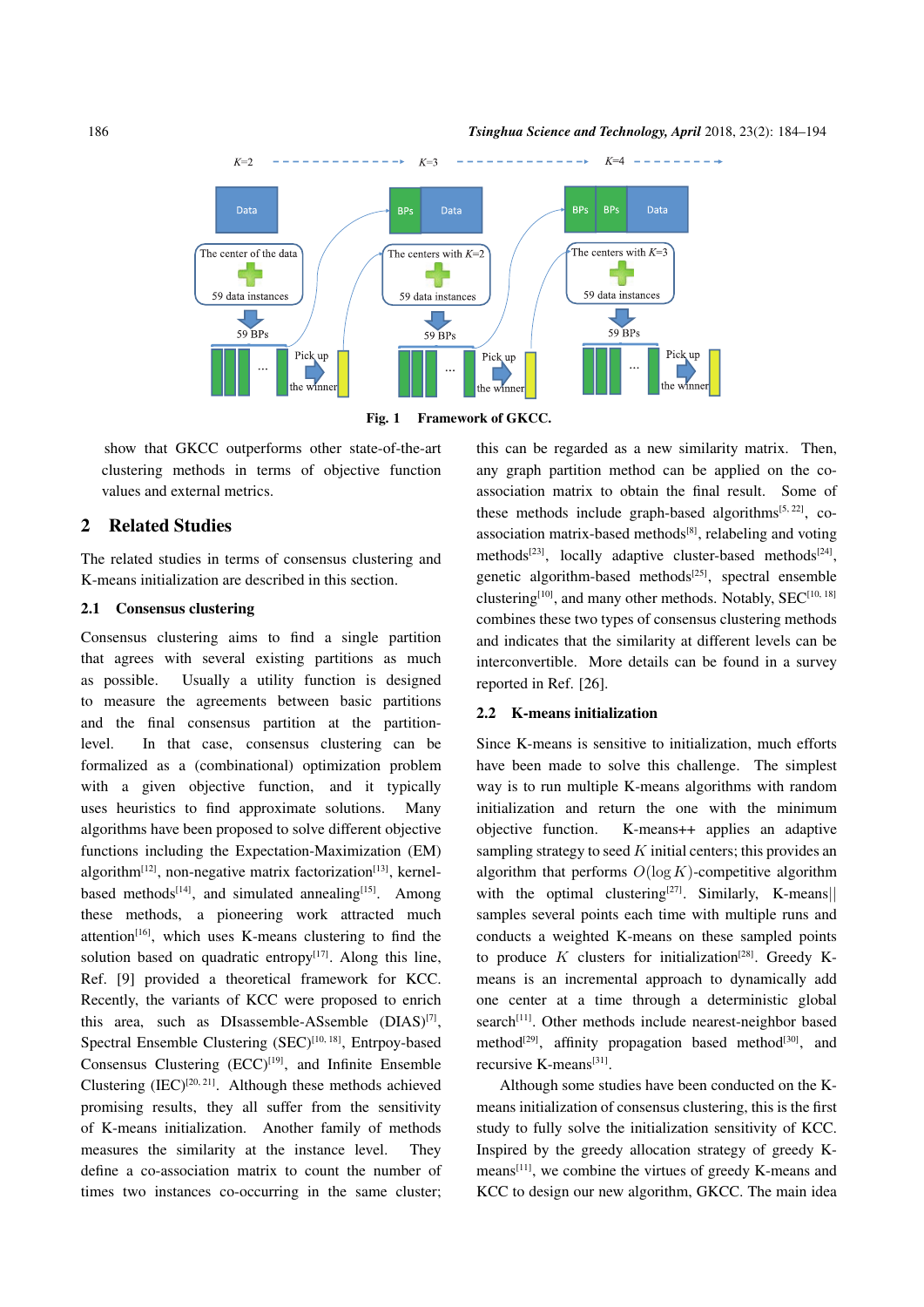Fig. 1 Framework of GKCC.

show that GKCC outperforms other state-of-the-art clustering methods in terms of objective function values and external metrics.

## 2 Related Studies

The related studies in terms of consensus clustering and K-means initialization are described in this section.

### 2.1 Consensus clustering

Consensus clustering aims to find a single partition that agrees with several existing partitions as much as possible. Usually a utility function is designed to measure the agreements between basic partitions and the final consensus partition at the partition-level. In that case, consensus clustering can be formalized as a (combinational) optimization problem with a given objective function, and it typically uses heuristics to find approximate solutions. Many algorithms have been proposed to solve different objective functions including the Expectation-Maximization (EM) algorithm[12], non-negative matrix factorization[13], kernel-based methods[14], and simulated annealing[15]. Among these methods, a pioneering work attracted much attention[16], which uses K-means clustering to find the solution based on quadratic entropy[17]. Along this line, Ref. [9] provided a theoretical framework for KCC. Recently, the variants of KCC were proposed to enrich this area, such as DIsassemble-ASsemble (DIAS)[7], Spectral Ensemble Clustering (SEC)[10, 18], Entrpoy-based Consensus Clustering (ECC)[19], and Infinite Ensemble Clustering (IEC)[20, 21]. Although these methods achieved promising results, they all suffer from the sensitivity of K-means initialization. Another family of methods measures the similarity at the instance level. They define a co-association matrix to count the number of times two instances co-occurring in the same cluster; this can be regarded as a new similarity matrix. Then, any graph partition method can be applied on the co-association matrix to obtain the final result. Some of these methods include graph-based algorithms[5, 22], co-association matrix-based methods[8], relabeling and voting methods[23], locally adaptive cluster-based methods[24], genetic algorithm-based methods[25], spectral ensemble clustering[10], and many other methods. Notably, SEC[10, 18] combines these two types of consensus clustering methods and indicates that the similarity at different levels can be interconvertible. More details can be found in a survey reported in Ref. [26].

### 2.2 K-means initialization

Since K-means is sensitive to initialization, much efforts have been made to solve this challenge. The simplest way is to run multiple K-means algorithms with random initialization and return the one with the minimum objective function. K-means++ applies an adaptive sampling strategy to seed $K$ initial centers; this provides an algorithm that performs $O(\log K)$-competitive algorithm with the optimal clustering[27]. Similarly, K-means|| samples several points each time with multiple runs and conducts a weighted K-means on these sampled points to produce $K$ clusters for initialization[28]. Greedy K-means is an incremental approach to dynamically add one center at a time through a deterministic global search[11]. Other methods include nearest-neighbor based method[29], affinity propagation based method[30], and recursive K-means[31].

Although some studies have been conducted on the K-means initialization of consensus clustering, this is the first study to fully solve the initialization sensitivity of KCC. Inspired by the greedy allocation strategy of greedy K-means[11], we combine the virtues of greedy K-means and KCC to design our new algorithm, GKCC. The main idea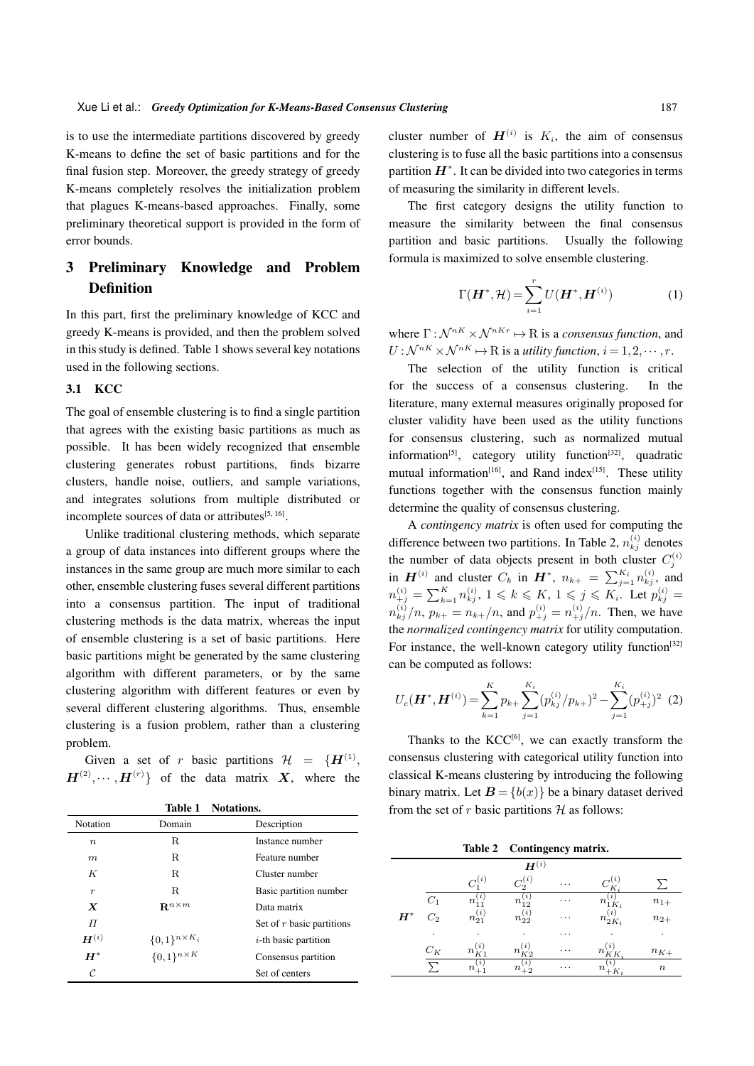is to use the intermediate partitions discovered by greedy K-means to define the set of basic partitions and for the final fusion step. Moreover, the greedy strategy of greedy K-means completely resolves the initialization problem that plagues K-means-based approaches. Finally, some preliminary theoretical support is provided in the form of error bounds.

## 3 Preliminary Knowledge and Problem Definition

In this part, first the preliminary knowledge of KCC and greedy K-means is provided, and then the problem solved in this study is defined. Table 1 shows several key notations used in the following sections.

### 3.1 KCC

The goal of ensemble clustering is to find a single partition that agrees with the existing basic partitions as much as possible. It has been widely recognized that ensemble clustering generates robust partitions, finds bizarre clusters, handle noise, outliers, and sample variations, and integrates solutions from multiple distributed or incomplete sources of data or attributes[5, 16].

Unlike traditional clustering methods, which separate a group of data instances into different groups where the instances in the same group are much more similar to each other, ensemble clustering fuses several different partitions into a consensus partition. The input of traditional clustering methods is the data matrix, whereas the input of ensemble clustering is a set of basic partitions. Here basic partitions might be generated by the same clustering algorithm with different parameters, or by the same clustering algorithm with different features or even by several different clustering algorithms. Thus, ensemble clustering is a fusion problem, rather than a clustering problem.

Given a set of $r$ basic partitions $\mathcal{H} = \{\boldsymbol{H}^{(1)}, \boldsymbol{H}^{(2)}, \cdots, \boldsymbol{H}^{(r)}\}$ of the data matrix $\boldsymbol{X}$, where the cluster number of $\boldsymbol{H}^{(i)}$ is $K_i$, the aim of consensus clustering is to fuse all the basic partitions into a consensus partition $\boldsymbol{H}^*$. It can be divided into two categories in terms of measuring the similarity in different levels.

**Table 1 Notations.**

| Notation | Domain | Description |
|---|---|---|
| $n$ | $\mathrm{R}$ | Instance number |
| $m$ | $\mathrm{R}$ | Feature number |
| $K$ | $\mathrm{R}$ | Cluster number |
| $r$ | $\mathrm{R}$ | Basic partition number |
| $\boldsymbol{X}$ | $\mathbf{R}^{n\times m}$ | Data matrix |
| $\varPi$ | | Set of $r$ basic partitions |
| $\boldsymbol{H}^{(i)}$ | $\{0,1\}^{n\times K_i}$ | $i$-th basic partition |
| $\boldsymbol{H}^*$ | $\{0,1\}^{n\times K}$ | Consensus partition |
| $\mathcal{C}$ | | Set of centers |

The first category designs the utility function to measure the similarity between the final consensus partition and basic partitions. Usually the following formula is maximized to solve ensemble clustering.

$$\Gamma(\boldsymbol{H}^*, \mathcal{H}) = \sum_{i=1}^{r} U(\boldsymbol{H}^*, \boldsymbol{H}^{(i)}) \tag{1}$$

where $\Gamma : \mathcal{N}^{nK} \times \mathcal{N}^{nKr} \mapsto \mathrm{R}$ is a *consensus function*, and $U : \mathcal{N}^{nK} \times \mathcal{N}^{nK} \mapsto \mathrm{R}$ is a *utility function*, $i = 1, 2, \cdots, r$.

The selection of the utility function is critical for the success of a consensus clustering. In the literature, many external measures originally proposed for cluster validity have been used as the utility functions for consensus clustering, such as normalized mutual information[5], category utility function[32], quadratic mutual information[16], and Rand index[15]. These utility functions together with the consensus function mainly determine the quality of consensus clustering.

A *contingency matrix* is often used for computing the difference between two partitions. In Table 2, $n_{kj}^{(i)}$ denotes the number of data objects present in both cluster $C_j^{(i)}$ in $\boldsymbol{H}^{(i)}$ and cluster $C_k$ in $\boldsymbol{H}^*$, $n_{k+} = \sum_{j=1}^{K_i} n_{kj}^{(i)}$, and $n_{+j}^{(i)} = \sum_{k=1}^{K} n_{kj}^{(i)}$, $1 \leqslant k \leqslant K$, $1 \leqslant j \leqslant K_i$. Let $p_{kj}^{(i)} = n_{kj}^{(i)}/n$, $p_{k+} = n_{k+}/n$, and $p_{+j}^{(i)} = n_{+j}^{(i)}/n$. Then, we have the *normalized contingency matrix* for utility computation. For instance, the well-known category utility function[32] can be computed as follows:

$$U_c(\boldsymbol{H}^*, \boldsymbol{H}^{(i)}) = \sum_{k=1}^{K} p_{k+} \sum_{j=1}^{K_i} (p_{kj}^{(i)}/p_{k+})^2 - \sum_{j=1}^{K_i} (p_{+j}^{(i)})^2 \tag{2}$$

Thanks to the KCC[6], we can exactly transform the consensus clustering with categorical utility function into classical K-means clustering by introducing the following binary matrix. Let $\boldsymbol{B} = \{b(x)\}$ be a binary dataset derived from the set of $r$ basic partitions $\mathcal{H}$ as follows:

**Table 2 Contingency matrix.**

| | | $\boldsymbol{H}^{(i)}$ | | | | |
|---|---|---|---|---|---|---|
| | | $C_1^{(i)}$ | $C_2^{(i)}$ | $\cdots$ | $C_{K_i}^{(i)}$ | $\sum$ |
| $\boldsymbol{H}^*$ | $C_1$ | $n_{11}^{(i)}$ | $n_{12}^{(i)}$ | $\cdots$ | $n_{1K_i}^{(i)}$ | $n_{1+}$ |
| | $C_2$ | $n_{21}^{(i)}$ | $n_{22}^{(i)}$ | $\cdots$ | $n_{2K_i}^{(i)}$ | $n_{2+}$ |
| | $\cdot$ | $\cdot$ | $\cdot$ | $\cdots$ | $\cdot$ | $\cdot$ |
| | $C_K$ | $n_{K1}^{(i)}$ | $n_{K2}^{(i)}$ | $\cdots$ | $n_{KK_i}^{(i)}$ | $n_{K+}$ |
| | $\sum$ | $n_{+1}^{(i)}$ | $n_{+2}^{(i)}$ | $\cdots$ | $n_{+K_i}^{(i)}$ | $n$ |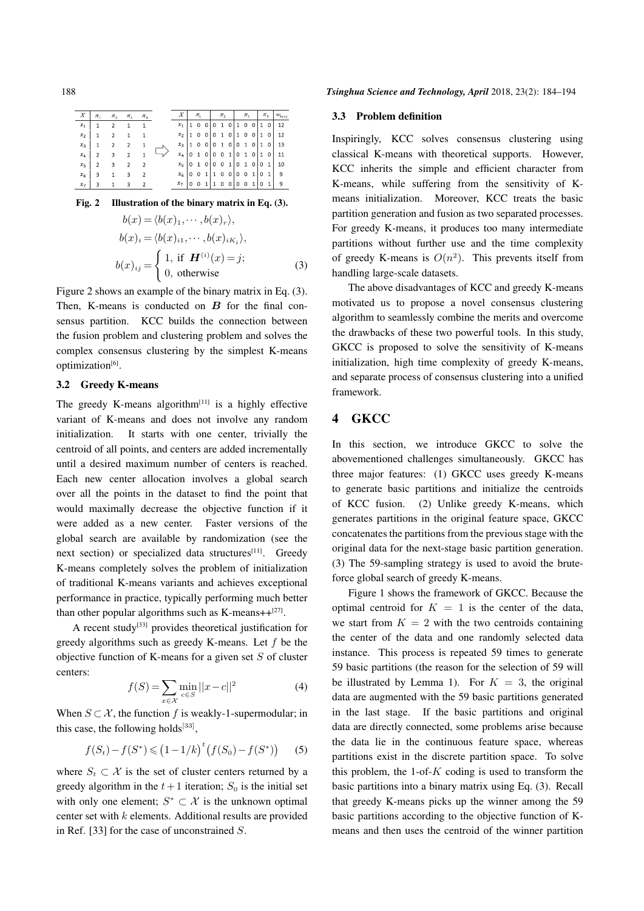| $X$ | $\pi_1$ | $\pi_2$ | $\pi_3$ | $\pi_4$ |
|---|---|---|---|---|
| $x_1$ | 1 | 2 | 1 | 1 |
| $x_2$ | 1 | 2 | 1 | 1 |
| $x_3$ | 1 | 2 | 2 | 1 |
| $x_4$ | 2 | 3 | 2 | 1 |
| $x_5$ | 2 | 3 | 2 | 2 |
| $x_6$ | 3 | 1 | 3 | 2 |
| $x_7$ | 3 | 1 | 3 | 2 |

⇨

| $X$ | $\pi_1$ | | | $\pi_2$ | | | $\pi_3$ | | | $\pi_4$ | | $w_{b(x)}$ |
|---|---|---|---|---|---|---|---|---|---|---|---|---|
| $x_1$ | 1 | 0 | 0 | 0 | 1 | 0 | 1 | 0 | 0 | 1 | 0 | 12 |
| $x_2$ | 1 | 0 | 0 | 0 | 1 | 0 | 1 | 0 | 0 | 1 | 0 | 12 |
| $x_3$ | 1 | 0 | 0 | 0 | 1 | 0 | 0 | 1 | 0 | 1 | 0 | 13 |
| $x_4$ | 0 | 1 | 0 | 0 | 0 | 1 | 0 | 1 | 0 | 1 | 0 | 11 |
| $x_5$ | 0 | 1 | 0 | 0 | 0 | 1 | 0 | 1 | 0 | 0 | 1 | 10 |
| $x_6$ | 0 | 0 | 1 | 1 | 0 | 0 | 0 | 0 | 1 | 0 | 1 | 9 |
| $x_7$ | 0 | 0 | 1 | 1 | 0 | 0 | 0 | 0 | 1 | 0 | 1 | 9 |

**Fig. 2 Illustration of the binary matrix in Eq. (3).**

$$
\begin{aligned}
&b(x) = \langle b(x)_1, \cdots, b(x)_r \rangle, \\
&b(x)_i = \langle b(x)_{i1}, \cdots, b(x)_{iK_i} \rangle, \\
&b(x)_{ij} = \begin{cases} 1, \text{ if } \boldsymbol{H}^{(i)}(x) = j; \\ 0, \text{ otherwise} \end{cases}
\end{aligned} \tag{3}
$$

Figure 2 shows an example of the binary matrix in Eq. (3). Then, K-means is conducted on $\boldsymbol{B}$ for the final consensus partition. KCC builds the connection between the fusion problem and clustering problem and solves the complex consensus clustering by the simplest K-means optimization[6].

### 3.2 Greedy K-means

The greedy K-means algorithm[11] is a highly effective variant of K-means and does not involve any random initialization. It starts with one center, trivially the centroid of all points, and centers are added incrementally until a desired maximum number of centers is reached. Each new center allocation involves a global search over all the points in the dataset to find the point that would maximally decrease the objective function if it were added as a new center. Faster versions of the global search are available by randomization (see the next section) or specialized data structures[11]. Greedy K-means completely solves the problem of initialization of traditional K-means variants and achieves exceptional performance in practice, typically performing much better than other popular algorithms such as K-means++[27].

A recent study[33] provides theoretical justification for greedy algorithms such as greedy K-means. Let $f$ be the objective function of K-means for a given set $S$ of cluster centers:

$$
f(S) = \sum_{x \in \mathcal{X}} \min_{c \in S} ||x - c||^2 \tag{4}
$$

When $S \subset \mathcal{X}$, the function $f$ is weakly-1-supermodular; in this case, the following holds[33],

$$
f(S_t) - f(S^*) \leqslant \left(1 - 1/k\right)^t \left(f(S_0) - f(S^*)\right) \tag{5}
$$

where $S_t \subset \mathcal{X}$ is the set of cluster centers returned by a greedy algorithm in the $t+1$ iteration; $S_0$ is the initial set with only one element; $S^* \subset \mathcal{X}$ is the unknown optimal center set with $k$ elements. Additional results are provided in Ref. [33] for the case of unconstrained $S$.

### 3.3 Problem definition

Inspiringly, KCC solves consensus clustering using classical K-means with theoretical supports. However, KCC inherits the simple and efficient character from K-means, while suffering from the sensitivity of K-means initialization. Moreover, KCC treats the basic partition generation and fusion as two separated processes. For greedy K-means, it produces too many intermediate partitions without further use and the time complexity of greedy K-means is $O(n^2)$. This prevents itself from handling large-scale datasets.

The above disadvantages of KCC and greedy K-means motivated us to propose a novel consensus clustering algorithm to seamlessly combine the merits and overcome the drawbacks of these two powerful tools. In this study, GKCC is proposed to solve the sensitivity of K-means initialization, high time complexity of greedy K-means, and separate process of consensus clustering into a unified framework.

## 4 GKCC

In this section, we introduce GKCC to solve the abovementioned challenges simultaneously. GKCC has three major features: (1) GKCC uses greedy K-means to generate basic partitions and initialize the centroids of KCC fusion. (2) Unlike greedy K-means, which generates partitions in the original feature space, GKCC concatenates the partitions from the previous stage with the original data for the next-stage basic partition generation. (3) The 59-sampling strategy is used to avoid the brute-force global search of greedy K-means.

Figure 1 shows the framework of GKCC. Because the optimal centroid for $K = 1$ is the center of the data, we start from $K = 2$ with the two centroids containing the center of the data and one randomly selected data instance. This process is repeated 59 times to generate 59 basic partitions (the reason for the selection of 59 will be illustrated by Lemma 1). For $K = 3$, the original data are augmented with the 59 basic partitions generated in the last stage. If the basic partitions and original data are directly connected, some problems arise because the data lie in the continuous feature space, whereas partitions exist in the discrete partition space. To solve this problem, the 1-of-$K$ coding is used to transform the basic partitions into a binary matrix using Eq. (3). Recall that greedy K-means picks up the winner among the 59 basic partitions according to the objective function of K-means and then uses the centroid of the winner partition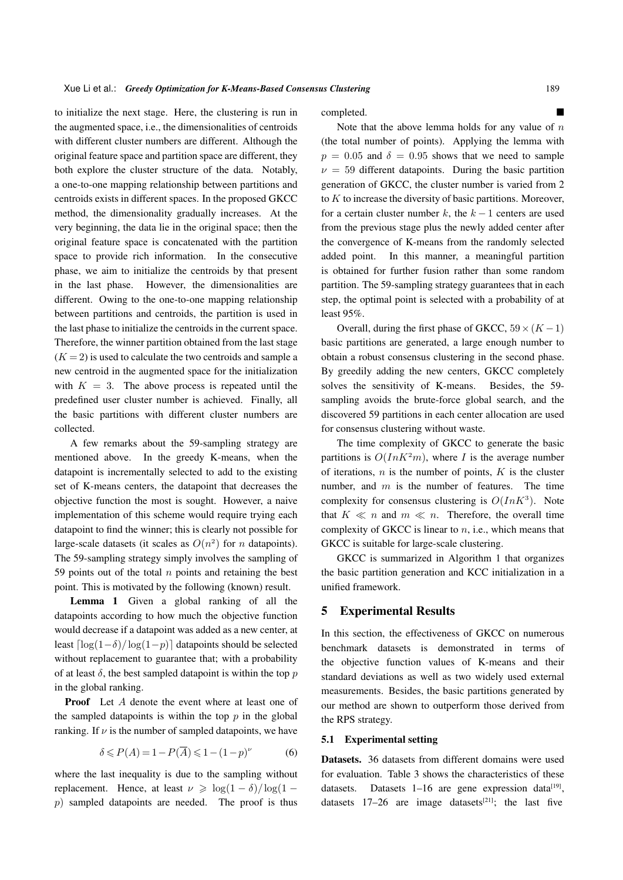to initialize the next stage. Here, the clustering is run in the augmented space, i.e., the dimensionalities of centroids with different cluster numbers are different. Although the original feature space and partition space are different, they both explore the cluster structure of the data. Notably, a one-to-one mapping relationship between partitions and centroids exists in different spaces. In the proposed GKCC method, the dimensionality gradually increases. At the very beginning, the data lie in the original space; then the original feature space is concatenated with the partition space to provide rich information. In the consecutive phase, we aim to initialize the centroids by that present in the last phase. However, the dimensionalities are different. Owing to the one-to-one mapping relationship between partitions and centroids, the partition is used in the last phase to initialize the centroids in the current space. Therefore, the winner partition obtained from the last stage ($K = 2$) is used to calculate the two centroids and sample a new centroid in the augmented space for the initialization with $K = 3$. The above process is repeated until the predefined user cluster number is achieved. Finally, all the basic partitions with different cluster numbers are collected.

A few remarks about the 59-sampling strategy are mentioned above. In the greedy K-means, when the datapoint is incrementally selected to add to the existing set of K-means centers, the datapoint that decreases the objective function the most is sought. However, a naive implementation of this scheme would require trying each datapoint to find the winner; this is clearly not possible for large-scale datasets (it scales as $O(n^2)$ for $n$ datapoints). The 59-sampling strategy simply involves the sampling of 59 points out of the total $n$ points and retaining the best point. This is motivated by the following (known) result.

**Lemma 1** Given a global ranking of all the datapoints according to how much the objective function would decrease if a datapoint was added as a new center, at least $\lceil \log(1-\delta)/\log(1-p) \rceil$ datapoints should be selected without replacement to guarantee that; with a probability of at least $\delta$, the best sampled datapoint is within the top $p$ in the global ranking.

**Proof** Let $A$ denote the event where at least one of the sampled datapoints is within the top $p$ in the global ranking. If $\nu$ is the number of sampled datapoints, we have

$$\delta \leqslant P(A) = 1 - P(\overline{A}) \leqslant 1 - (1-p)^{\nu} \tag{6}$$

where the last inequality is due to the sampling without replacement. Hence, at least $\nu \geqslant \log(1-\delta)/\log(1-p)$ sampled datapoints are needed. The proof is thus completed. ■

Note that the above lemma holds for any value of $n$ (the total number of points). Applying the lemma with $p = 0.05$ and $\delta = 0.95$ shows that we need to sample $\nu = 59$ different datapoints. During the basic partition generation of GKCC, the cluster number is varied from 2 to $K$ to increase the diversity of basic partitions. Moreover, for a certain cluster number $k$, the $k-1$ centers are used from the previous stage plus the newly added center after the convergence of K-means from the randomly selected added point. In this manner, a meaningful partition is obtained for further fusion rather than some random partition. The 59-sampling strategy guarantees that in each step, the optimal point is selected with a probability of at least 95%.

Overall, during the first phase of GKCC, $59 \times (K-1)$ basic partitions are generated, a large enough number to obtain a robust consensus clustering in the second phase. By greedily adding the new centers, GKCC completely solves the sensitivity of K-means. Besides, the 59-sampling avoids the brute-force global search, and the discovered 59 partitions in each center allocation are used for consensus clustering without waste.

The time complexity of GKCC to generate the basic partitions is $O(InK^2m)$, where $I$ is the average number of iterations, $n$ is the number of points, $K$ is the cluster number, and $m$ is the number of features. The time complexity for consensus clustering is $O(InK^3)$. Note that $K \ll n$ and $m \ll n$. Therefore, the overall time complexity of GKCC is linear to $n$, i.e., which means that GKCC is suitable for large-scale clustering.

GKCC is summarized in Algorithm 1 that organizes the basic partition generation and KCC initialization in a unified framework.

## 5 Experimental Results

In this section, the effectiveness of GKCC on numerous benchmark datasets is demonstrated in terms of the objective function values of K-means and their standard deviations as well as two widely used external measurements. Besides, the basic partitions generated by our method are shown to outperform those derived from the RPS strategy.

### 5.1 Experimental setting

**Datasets.** 36 datasets from different domains were used for evaluation. Table 3 shows the characteristics of these datasets. Datasets 1–16 are gene expression data[19], datasets 17–26 are image datasets[21]; the last five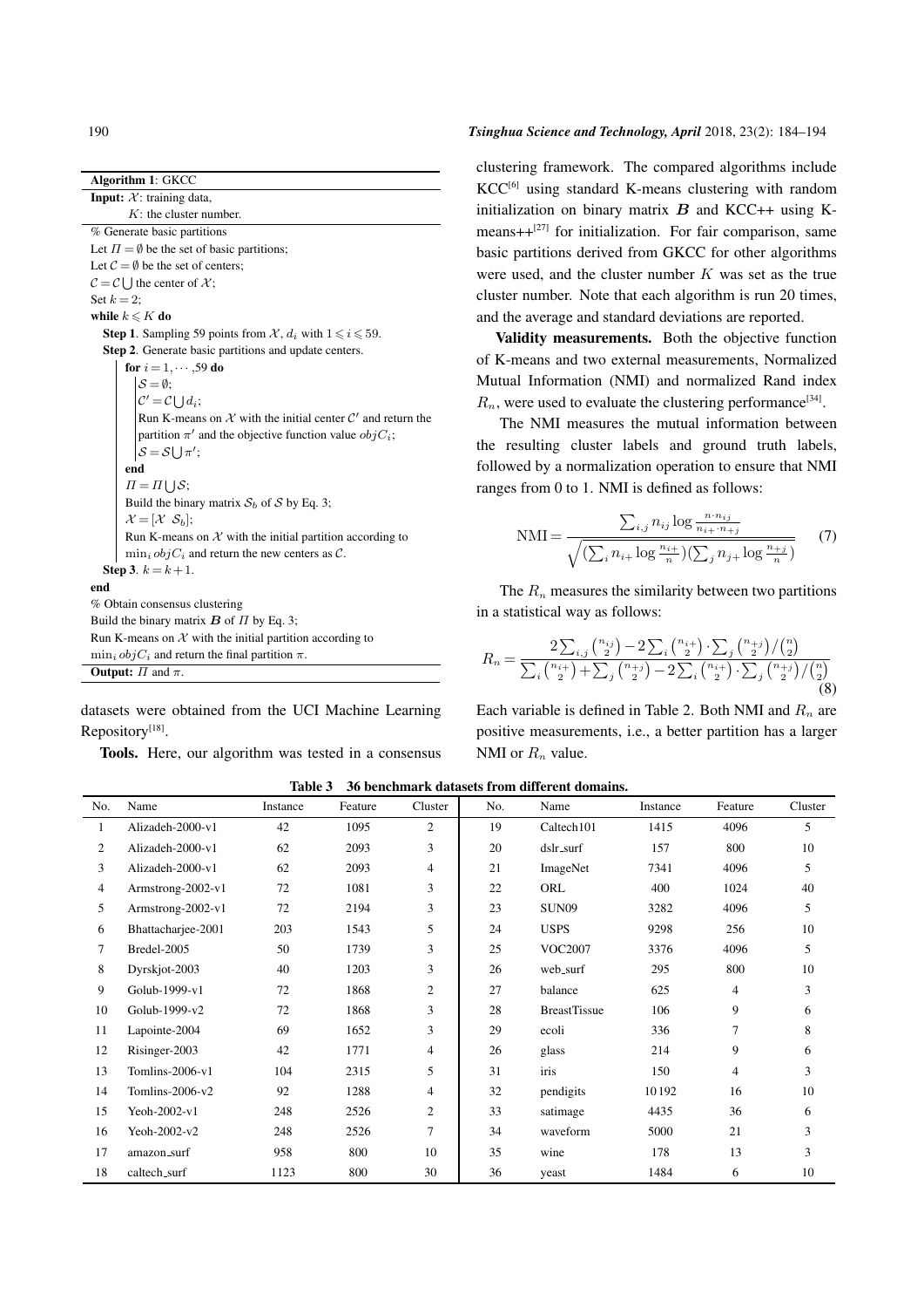**Algorithm 1**: GKCC

**Input:** $\mathcal{X}$: training data,
  $K$: the cluster number.

% Generate basic partitions
Let $\Pi = \emptyset$ be the set of basic partitions;
Let $\mathcal{C} = \emptyset$ be the set of centers;
$\mathcal{C} = \mathcal{C} \bigcup$ the center of $\mathcal{X}$;
Set $k = 2$;
**while** $k \leqslant K$ **do**
  **Step 1**. Sampling 59 points from $\mathcal{X}$, $d_i$ with $1 \leqslant i \leqslant 59$.
  **Step 2**. Generate basic partitions and update centers.
    **for** $i = 1, \cdots, 59$ **do**
      $\mathcal{S} = \emptyset$;
      $\mathcal{C}' = \mathcal{C} \bigcup d_i$;
      Run K-means on $\mathcal{X}$ with the initial center $\mathcal{C}'$ and return the partition $\pi'$ and the objective function value $objC_i$;
      $\mathcal{S} = \mathcal{S} \bigcup \pi'$;
    **end**
    $\Pi = \Pi \bigcup \mathcal{S}$;
    Build the binary matrix $\mathcal{S}_b$ of $\mathcal{S}$ by Eq. 3;
    $\mathcal{X} = [\mathcal{X} \ \ \mathcal{S}_b]$;
    Run K-means on $\mathcal{X}$ with the initial partition according to $\min_i objC_i$ and return the new centers as $\mathcal{C}$.
  **Step 3**. $k = k + 1$.
**end**
% Obtain consensus clustering
Build the binary matrix $\boldsymbol{B}$ of $\Pi$ by Eq. 3;
Run K-means on $\mathcal{X}$ with the initial partition according to $\min_i objC_i$ and return the final partition $\pi$.

**Output:** $\Pi$ and $\pi$.

datasets were obtained from the UCI Machine Learning Repository[18].

**Tools.** Here, our algorithm was tested in a consensus clustering framework. The compared algorithms include KCC[6] using standard K-means clustering with random initialization on binary matrix $\boldsymbol{B}$ and KCC++ using K-means++[27] for initialization. For fair comparison, same basic partitions derived from GKCC for other algorithms were used, and the cluster number $K$ was set as the true cluster number. Note that each algorithm is run 20 times, and the average and standard deviations are reported.

**Validity measurements.** Both the objective function of K-means and two external measurements, Normalized Mutual Information (NMI) and normalized Rand index $R_n$, were used to evaluate the clustering performance[34].

The NMI measures the mutual information between the resulting cluster labels and ground truth labels, followed by a normalization operation to ensure that NMI ranges from 0 to 1. NMI is defined as follows:

$$\mathrm{NMI} = \frac{\sum_{i,j} n_{ij} \log \frac{n \cdot n_{ij}}{n_{i+} \cdot n_{+j}}}{\sqrt{(\sum_i n_{i+} \log \frac{n_{i+}}{n})(\sum_j n_{j+} \log \frac{n_{+j}}{n})}} \tag{7}$$

The $R_n$ measures the similarity between two partitions in a statistical way as follows:

$$R_n = \frac{2\sum_{i,j}\binom{n_{ij}}{2} - 2\sum_i\binom{n_{i+}}{2} \cdot \sum_j\binom{n_{+j}}{2}/\binom{n}{2}}{\sum_i\binom{n_{i+}}{2} + \sum_j\binom{n_{+j}}{2} - 2\sum_i\binom{n_{i+}}{2} \cdot \sum_j\binom{n_{+j}}{2}/\binom{n}{2}} \tag{8}$$

Each variable is defined in Table 2. Both NMI and $R_n$ are positive measurements, i.e., a better partition has a larger NMI or $R_n$ value.

**Table 3 36 benchmark datasets from different domains.**

| No. | Name | Instance | Feature | Cluster | No. | Name | Instance | Feature | Cluster |
|---|---|---|---|---|---|---|---|---|---|
| 1 | Alizadeh-2000-v1 | 42 | 1095 | 2 | 19 | Caltech101 | 1415 | 4096 | 5 |
| 2 | Alizadeh-2000-v1 | 62 | 2093 | 3 | 20 | dslr_surf | 157 | 800 | 10 |
| 3 | Alizadeh-2000-v1 | 62 | 2093 | 4 | 21 | ImageNet | 7341 | 4096 | 5 |
| 4 | Armstrong-2002-v1 | 72 | 1081 | 3 | 22 | ORL | 400 | 1024 | 40 |
| 5 | Armstrong-2002-v1 | 72 | 2194 | 3 | 23 | SUN09 | 3282 | 4096 | 5 |
| 6 | Bhattacharjee-2001 | 203 | 1543 | 5 | 24 | USPS | 9298 | 256 | 10 |
| 7 | Bredel-2005 | 50 | 1739 | 3 | 25 | VOC2007 | 3376 | 4096 | 5 |
| 8 | Dyrskjot-2003 | 40 | 1203 | 3 | 26 | web_surf | 295 | 800 | 10 |
| 9 | Golub-1999-v1 | 72 | 1868 | 2 | 27 | balance | 625 | 4 | 3 |
| 10 | Golub-1999-v2 | 72 | 1868 | 3 | 28 | BreastTissue | 106 | 9 | 6 |
| 11 | Lapointe-2004 | 69 | 1652 | 3 | 29 | ecoli | 336 | 7 | 8 |
| 12 | Risinger-2003 | 42 | 1771 | 4 | 26 | glass | 214 | 9 | 6 |
| 13 | Tomlins-2006-v1 | 104 | 2315 | 5 | 31 | iris | 150 | 4 | 3 |
| 14 | Tomlins-2006-v2 | 92 | 1288 | 4 | 32 | pendigits | 10192 | 16 | 10 |
| 15 | Yeoh-2002-v1 | 248 | 2526 | 2 | 33 | satimage | 4435 | 36 | 6 |
| 16 | Yeoh-2002-v2 | 248 | 2526 | 7 | 34 | waveform | 5000 | 21 | 3 |
| 17 | amazon_surf | 958 | 800 | 10 | 35 | wine | 178 | 13 | 3 |
| 18 | caltech_surf | 1123 | 800 | 30 | 36 | yeast | 1484 | 6 | 10 |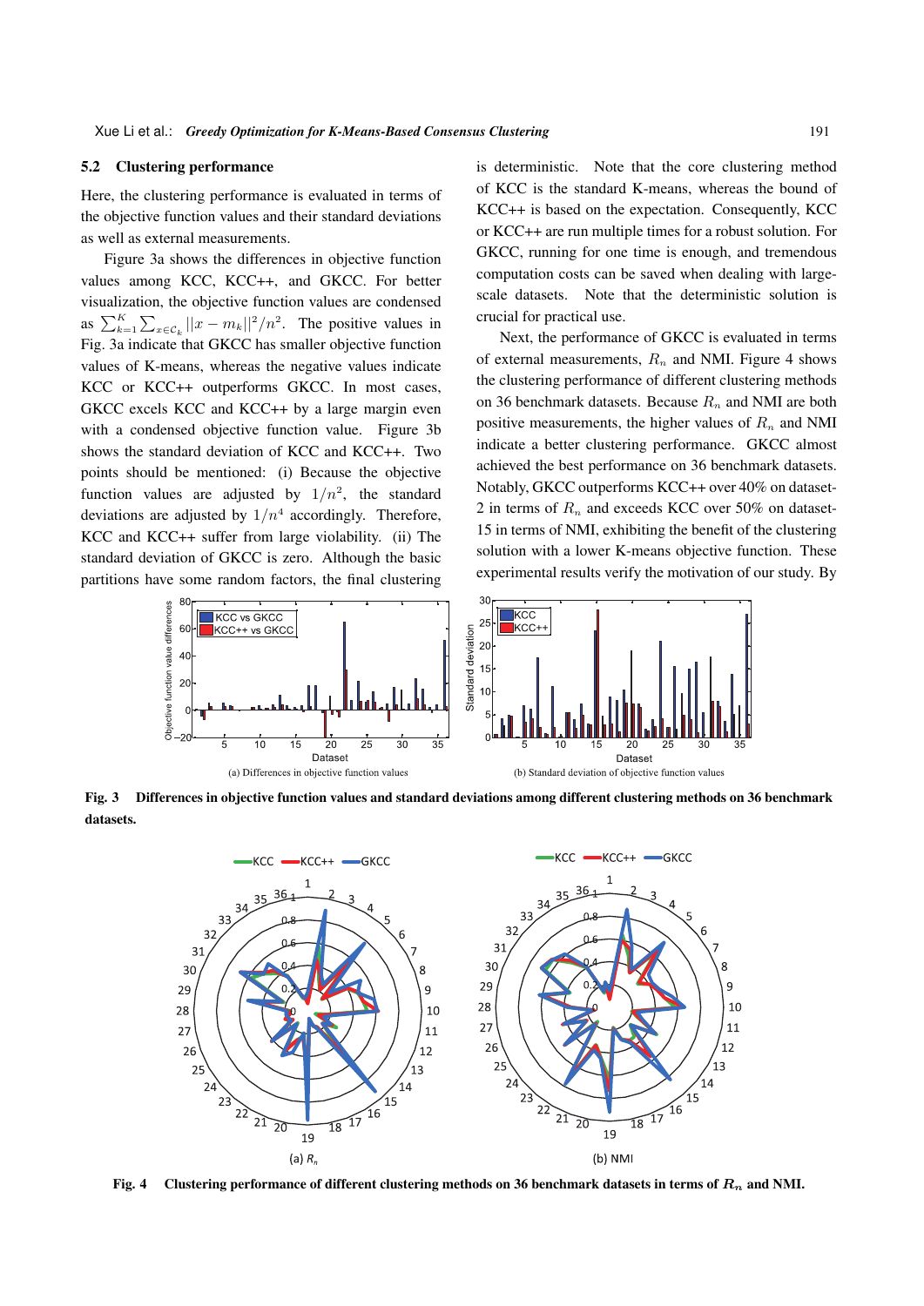### 5.2 Clustering performance

Here, the clustering performance is evaluated in terms of the objective function values and their standard deviations as well as external measurements.

Figure 3a shows the differences in objective function values among KCC, KCC++, and GKCC. For better visualization, the objective function values are condensed as $\sum_{k=1}^{K}\sum_{x\in C_k}||x-m_k||^2/n^2$. The positive values in Fig. 3a indicate that GKCC has smaller objective function values of K-means, whereas the negative values indicate KCC or KCC++ outperforms GKCC. In most cases, GKCC excels KCC and KCC++ by a large margin even with a condensed objective function value. Figure 3b shows the standard deviation of KCC and KCC++. Two points should be mentioned: (i) Because the objective function values are adjusted by $1/n^2$, the standard deviations are adjusted by $1/n^4$ accordingly. Therefore, KCC and KCC++ suffer from large violability. (ii) The standard deviation of GKCC is zero. Although the basic partitions have some random factors, the final clustering is deterministic. Note that the core clustering method of KCC is the standard K-means, whereas the bound of KCC++ is based on the expectation. Consequently, KCC or KCC++ are run multiple times for a robust solution. For GKCC, running for one time is enough, and tremendous computation costs can be saved when dealing with large-scale datasets. Note that the deterministic solution is crucial for practical use.

Next, the performance of GKCC is evaluated in terms of external measurements, $R_n$ and NMI. Figure 4 shows the clustering performance of different clustering methods on 36 benchmark datasets. Because $R_n$ and NMI are both positive measurements, the higher values of $R_n$ and NMI indicate a better clustering performance. GKCC almost achieved the best performance on 36 benchmark datasets. Notably, GKCC outperforms KCC++ over 40% on dataset-2 in terms of $R_n$ and exceeds KCC over 50% on dataset-15 in terms of NMI, exhibiting the benefit of the clustering solution with a lower K-means objective function. These experimental results verify the motivation of our study. By

(a) Differences in objective function values

(b) Standard deviation of objective function values

**Fig. 3 Differences in objective function values and standard deviations among different clustering methods on 36 benchmark datasets.**

(a) $R_n$

(b) NMI

**Fig. 4 Clustering performance of different clustering methods on 36 benchmark datasets in terms of $R_n$ and NMI.**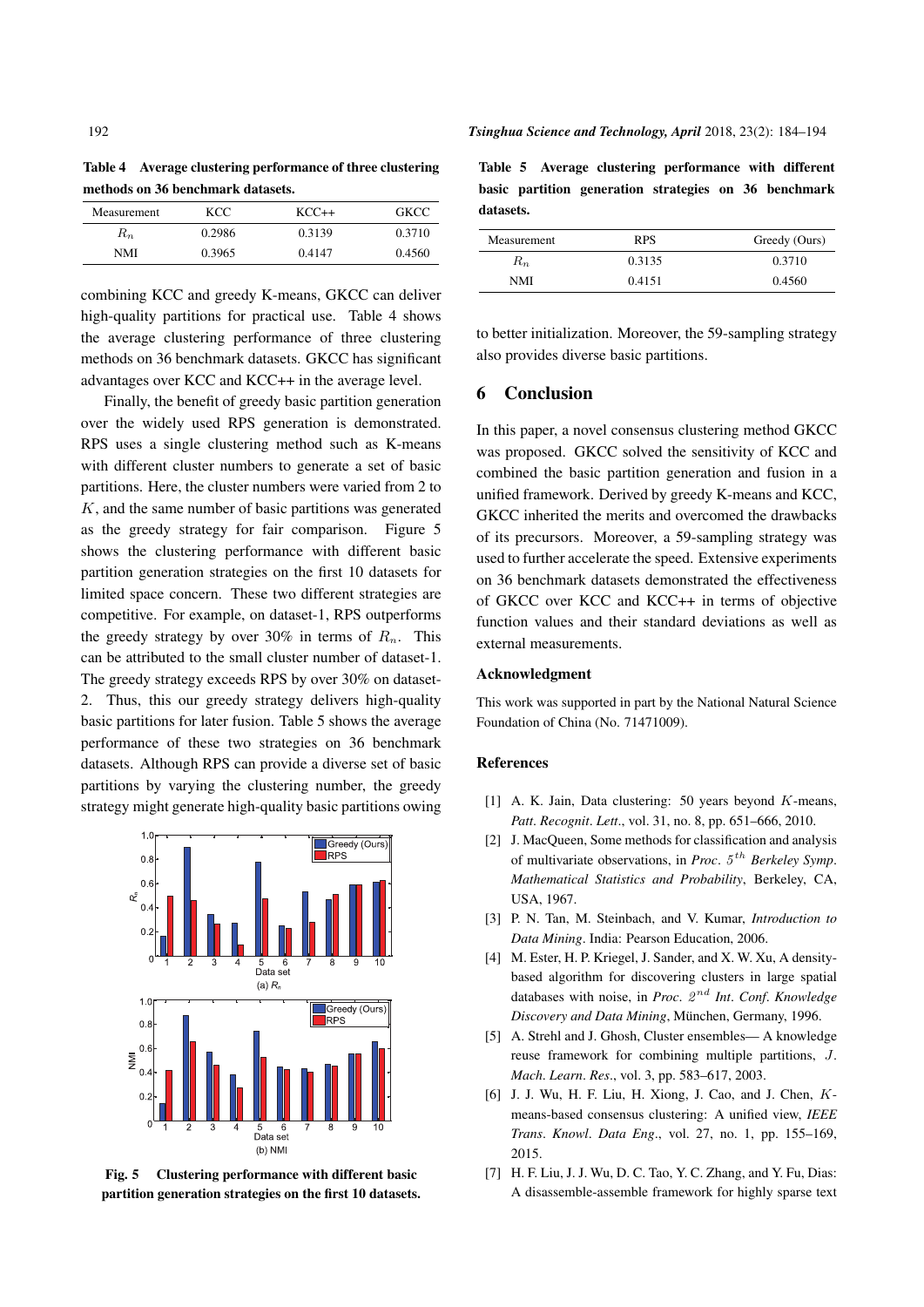**Table 4 Average clustering performance of three clustering methods on 36 benchmark datasets.**

| Measurement | KCC | KCC++ | GKCC |
|---|---|---|---|
| $R_n$ | 0.2986 | 0.3139 | 0.3710 |
| NMI | 0.3965 | 0.4147 | 0.4560 |

combining KCC and greedy K-means, GKCC can deliver high-quality partitions for practical use. Table 4 shows the average clustering performance of three clustering methods on 36 benchmark datasets. GKCC has significant advantages over KCC and KCC++ in the average level.

Finally, the benefit of greedy basic partition generation over the widely used RPS generation is demonstrated. RPS uses a single clustering method such as K-means with different cluster numbers to generate a set of basic partitions. Here, the cluster numbers were varied from 2 to $K$, and the same number of basic partitions was generated as the greedy strategy for fair comparison. Figure 5 shows the clustering performance with different basic partition generation strategies on the first 10 datasets for limited space concern. These two different strategies are competitive. For example, on dataset-1, RPS outperforms the greedy strategy by over 30% in terms of $R_n$. This can be attributed to the small cluster number of dataset-1. The greedy strategy exceeds RPS by over 30% on dataset-2. Thus, this our greedy strategy delivers high-quality basic partitions for later fusion. Table 5 shows the average performance of these two strategies on 36 benchmark datasets. Although RPS can provide a diverse set of basic partitions by varying the clustering number, the greedy strategy might generate high-quality basic partitions owing to better initialization. Moreover, the 59-sampling strategy also provides diverse basic partitions.

**Fig. 5 Clustering performance with different basic partition generation strategies on the first 10 datasets.**

**Table 5 Average clustering performance with different basic partition generation strategies on 36 benchmark datasets.**

| Measurement | RPS | Greedy (Ours) |
|---|---|---|
| $R_n$ | 0.3135 | 0.3710 |
| NMI | 0.4151 | 0.4560 |

## 6 Conclusion

In this paper, a novel consensus clustering method GKCC was proposed. GKCC solved the sensitivity of KCC and combined the basic partition generation and fusion in a unified framework. Derived by greedy K-means and KCC, GKCC inherited the merits and overcomed the drawbacks of its precursors. Moreover, a 59-sampling strategy was used to further accelerate the speed. Extensive experiments on 36 benchmark datasets demonstrated the effectiveness of GKCC over KCC and KCC++ in terms of objective function values and their standard deviations as well as external measurements.

### Acknowledgment

This work was supported in part by the National Natural Science Foundation of China (No. 71471009).

### References

[1] A. K. Jain, Data clustering: 50 years beyond $K$-means, *Patt. Recognit. Lett.*, vol. 31, no. 8, pp. 651–666, 2010.

[2] J. MacQueen, Some methods for classification and analysis of multivariate observations, in *Proc. $5^{th}$ Berkeley Symp. Mathematical Statistics and Probability*, Berkeley, CA, USA, 1967.

[3] P. N. Tan, M. Steinbach, and V. Kumar, *Introduction to Data Mining*. India: Pearson Education, 2006.

[4] M. Ester, H. P. Kriegel, J. Sander, and X. W. Xu, A density-based algorithm for discovering clusters in large spatial databases with noise, in *Proc. $2^{nd}$ Int. Conf. Knowledge Discovery and Data Mining*, München, Germany, 1996.

[5] A. Strehl and J. Ghosh, Cluster ensembles— A knowledge reuse framework for combining multiple partitions, *J. Mach. Learn. Res.*, vol. 3, pp. 583–617, 2003.

[6] J. J. Wu, H. F. Liu, H. Xiong, J. Cao, and J. Chen, $K$-means-based consensus clustering: A unified view, *IEEE Trans. Knowl. Data Eng.*, vol. 27, no. 1, pp. 155–169, 2015.

[7] H. F. Liu, J. J. Wu, D. C. Tao, Y. C. Zhang, and Y. Fu, Dias: A disassemble-assemble framework for highly sparse text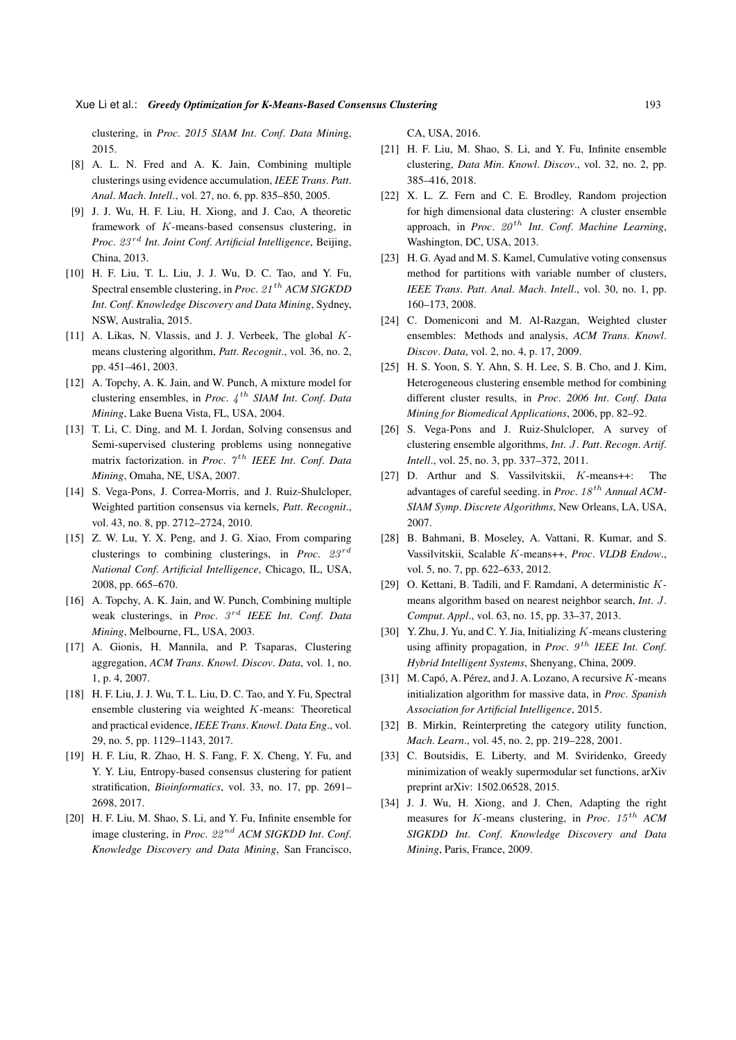clustering, in *Proc. 2015 SIAM Int. Conf. Data Mining*, 2015.

[8] A. L. N. Fred and A. K. Jain, Combining multiple clusterings using evidence accumulation, *IEEE Trans. Patt. Anal. Mach. Intell.*, vol. 27, no. 6, pp. 835–850, 2005.

[9] J. J. Wu, H. F. Liu, H. Xiong, and J. Cao, A theoretic framework of $K$-means-based consensus clustering, in *Proc. $23^{rd}$ Int. Joint Conf. Artificial Intelligence*, Beijing, China, 2013.

[10] H. F. Liu, T. L. Liu, J. J. Wu, D. C. Tao, and Y. Fu, Spectral ensemble clustering, in *Proc. $21^{th}$ ACM SIGKDD Int. Conf. Knowledge Discovery and Data Mining*, Sydney, NSW, Australia, 2015.

[11] A. Likas, N. Vlassis, and J. J. Verbeek, The global $K$-means clustering algorithm, *Patt. Recognit.*, vol. 36, no. 2, pp. 451–461, 2003.

[12] A. Topchy, A. K. Jain, and W. Punch, A mixture model for clustering ensembles, in *Proc. $4^{th}$ SIAM Int. Conf. Data Mining*, Lake Buena Vista, FL, USA, 2004.

[13] T. Li, C. Ding, and M. I. Jordan, Solving consensus and Semi-supervised clustering problems using nonnegative matrix factorization. in *Proc. $7^{th}$ IEEE Int. Conf. Data Mining*, Omaha, NE, USA, 2007.

[14] S. Vega-Pons, J. Correa-Morris, and J. Ruiz-Shulcloper, Weighted partition consensus via kernels, *Patt. Recognit.*, vol. 43, no. 8, pp. 2712–2724, 2010.

[15] Z. W. Lu, Y. X. Peng, and J. G. Xiao, From comparing clusterings to combining clusterings, in *Proc. $23^{rd}$ National Conf. Artificial Intelligence*, Chicago, IL, USA, 2008, pp. 665–670.

[16] A. Topchy, A. K. Jain, and W. Punch, Combining multiple weak clusterings, in *Proc. $3^{rd}$ IEEE Int. Conf. Data Mining*, Melbourne, FL, USA, 2003.

[17] A. Gionis, H. Mannila, and P. Tsaparas, Clustering aggregation, *ACM Trans. Knowl. Discov. Data*, vol. 1, no. 1, p. 4, 2007.

[18] H. F. Liu, J. J. Wu, T. L. Liu, D. C. Tao, and Y. Fu, Spectral ensemble clustering via weighted $K$-means: Theoretical and practical evidence, *IEEE Trans. Knowl. Data Eng.*, vol. 29, no. 5, pp. 1129–1143, 2017.

[19] H. F. Liu, R. Zhao, H. S. Fang, F. X. Cheng, Y. Fu, and Y. Y. Liu, Entropy-based consensus clustering for patient stratification, *Bioinformatics*, vol. 33, no. 17, pp. 2691–2698, 2017.

[20] H. F. Liu, M. Shao, S. Li, and Y. Fu, Infinite ensemble for image clustering, in *Proc. $22^{nd}$ ACM SIGKDD Int. Conf. Knowledge Discovery and Data Mining*, San Francisco, CA, USA, 2016.

[21] H. F. Liu, M. Shao, S. Li, and Y. Fu, Infinite ensemble clustering, *Data Min. Knowl. Discov.*, vol. 32, no. 2, pp. 385–416, 2018.

[22] X. L. Z. Fern and C. E. Brodley, Random projection for high dimensional data clustering: A cluster ensemble approach, in *Proc. $20^{th}$ Int. Conf. Machine Learning*, Washington, DC, USA, 2013.

[23] H. G. Ayad and M. S. Kamel, Cumulative voting consensus method for partitions with variable number of clusters, *IEEE Trans. Patt. Anal. Mach. Intell.*, vol. 30, no. 1, pp. 160–173, 2008.

[24] C. Domeniconi and M. Al-Razgan, Weighted cluster ensembles: Methods and analysis, *ACM Trans. Knowl. Discov. Data*, vol. 2, no. 4, p. 17, 2009.

[25] H. S. Yoon, S. Y. Ahn, S. H. Lee, S. B. Cho, and J. Kim, Heterogeneous clustering ensemble method for combining different cluster results, in *Proc. 2006 Int. Conf. Data Mining for Biomedical Applications*, 2006, pp. 82–92.

[26] S. Vega-Pons and J. Ruiz-Shulcloper, A survey of clustering ensemble algorithms, *Int. J. Patt. Recogn. Artif. Intell.*, vol. 25, no. 3, pp. 337–372, 2011.

[27] D. Arthur and S. Vassilvitskii, $K$-means++: The advantages of careful seeding. in *Proc. $18^{th}$ Annual ACM-SIAM Symp. Discrete Algorithms*, New Orleans, LA, USA, 2007.

[28] B. Bahmani, B. Moseley, A. Vattani, R. Kumar, and S. Vassilvitskii, Scalable $K$-means++, *Proc. VLDB Endow.*, vol. 5, no. 7, pp. 622–633, 2012.

[29] O. Kettani, B. Tadili, and F. Ramdani, A deterministic $K$-means algorithm based on nearest neighbor search, *Int. J. Comput. Appl.*, vol. 63, no. 15, pp. 33–37, 2013.

[30] Y. Zhu, J. Yu, and C. Y. Jia, Initializing $K$-means clustering using affinity propagation, in *Proc. $9^{th}$ IEEE Int. Conf. Hybrid Intelligent Systems*, Shenyang, China, 2009.

[31] M. Capó, A. Pérez, and J. A. Lozano, A recursive $K$-means initialization algorithm for massive data, in *Proc. Spanish Association for Artificial Intelligence*, 2015.

[32] B. Mirkin, Reinterpreting the category utility function, *Mach. Learn.*, vol. 45, no. 2, pp. 219–228, 2001.

[33] C. Boutsidis, E. Liberty, and M. Sviridenko, Greedy minimization of weakly supermodular set functions, arXiv preprint arXiv: 1502.06528, 2015.

[34] J. J. Wu, H. Xiong, and J. Chen, Adapting the right measures for $K$-means clustering, in *Proc. $15^{th}$ ACM SIGKDD Int. Conf. Knowledge Discovery and Data Mining*, Paris, France, 2009.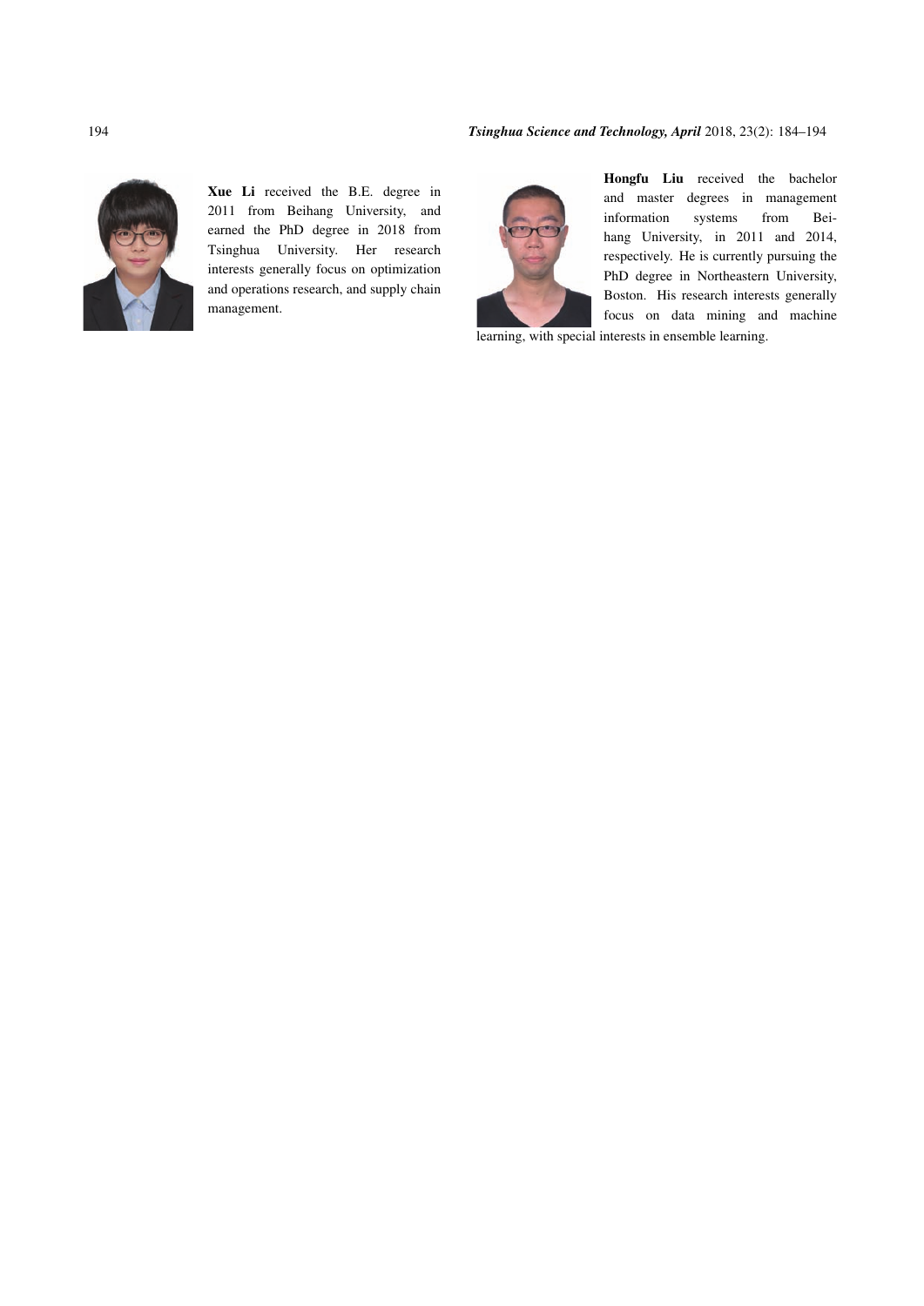**Xue Li** received the B.E. degree in 2011 from Beihang University, and earned the PhD degree in 2018 from Tsinghua University. Her research interests generally focus on optimization and operations research, and supply chain management.

**Hongfu Liu** received the bachelor and master degrees in management information systems from Beihang University, in 2011 and 2014, respectively. He is currently pursuing the PhD degree in Northeastern University, Boston. His research interests generally focus on data mining and machine learning, with special interests in ensemble learning.